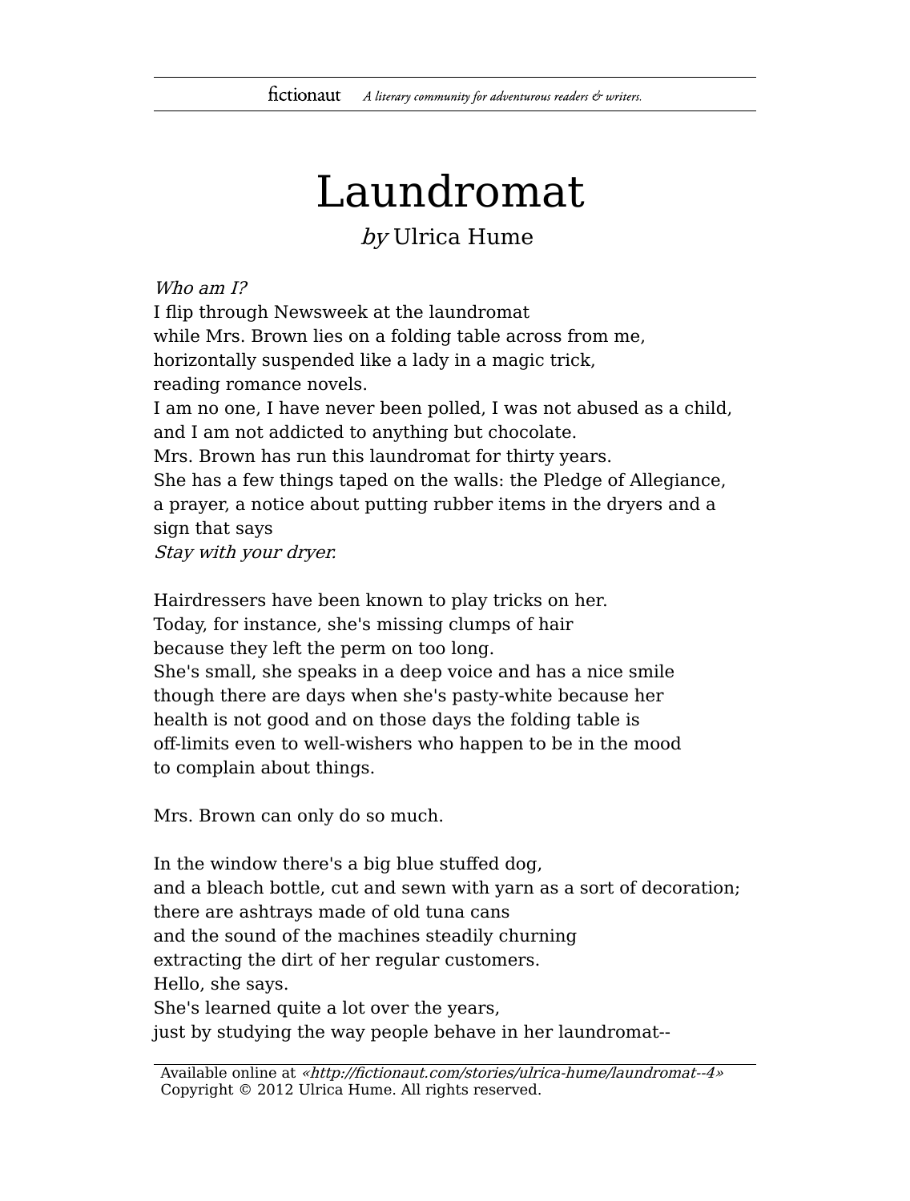# Laundromat

*by* Ulrica Hume

*Who am I?*  
I flip through Newsweek at the laundromat  
while Mrs. Brown lies on a folding table across from me,  
horizontally suspended like a lady in a magic trick,  
reading romance novels.  
I am no one, I have never been polled, I was not abused as a child,  
and I am not addicted to anything but chocolate.  
Mrs. Brown has run this laundromat for thirty years.  
She has a few things taped on the walls: the Pledge of Allegiance,  
a prayer, a notice about putting rubber items in the dryers and a  
sign that says  
*Stay with your dryer.*

Hairdressers have been known to play tricks on her.  
Today, for instance, she's missing clumps of hair  
because they left the perm on too long.  
She's small, she speaks in a deep voice and has a nice smile  
though there are days when she's pasty-white because her  
health is not good and on those days the folding table is  
off-limits even to well-wishers who happen to be in the mood  
to complain about things.

Mrs. Brown can only do so much.

In the window there's a big blue stuffed dog,  
and a bleach bottle, cut and sewn with yarn as a sort of decoration;  
there are ashtrays made of old tuna cans  
and the sound of the machines steadily churning  
extracting the dirt of her regular customers.  
Hello, she says.  
She's learned quite a lot over the years,  
just by studying the way people behave in her laundromat--

Available online at «http://fictionaut.com/stories/ulrica-hume/laundromat--4»  
Copyright © 2012 Ulrica Hume. All rights reserved.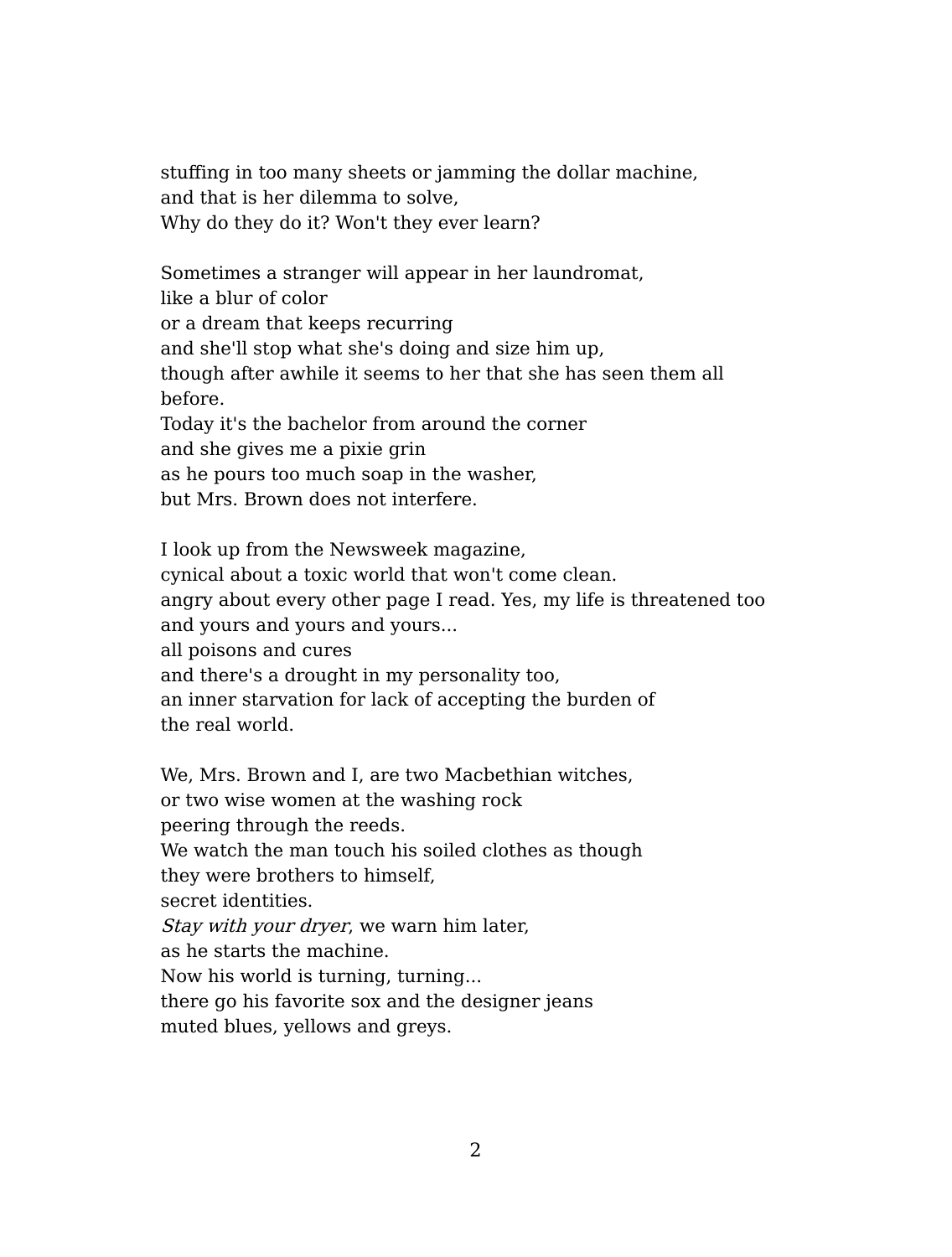stuffing in too many sheets or jamming the dollar machine,  
and that is her dilemma to solve,  
Why do they do it? Won't they ever learn?

Sometimes a stranger will appear in her laundromat,  
like a blur of color  
or a dream that keeps recurring  
and she'll stop what she's doing and size him up,  
though after awhile it seems to her that she has seen them all before.  
Today it's the bachelor from around the corner  
and she gives me a pixie grin  
as he pours too much soap in the washer,  
but Mrs. Brown does not interfere.

I look up from the Newsweek magazine,  
cynical about a toxic world that won't come clean.  
angry about every other page I read. Yes, my life is threatened too  
and yours and yours and yours...  
all poisons and cures  
and there's a drought in my personality too,  
an inner starvation for lack of accepting the burden of  
the real world.

We, Mrs. Brown and I, are two Macbethian witches,  
or two wise women at the washing rock  
peering through the reeds.  
We watch the man touch his soiled clothes as though  
they were brothers to himself,  
secret identities.  
*Stay with your dryer*, we warn him later,  
as he starts the machine.  
Now his world is turning, turning...  
there go his favorite sox and the designer jeans  
muted blues, yellows and greys.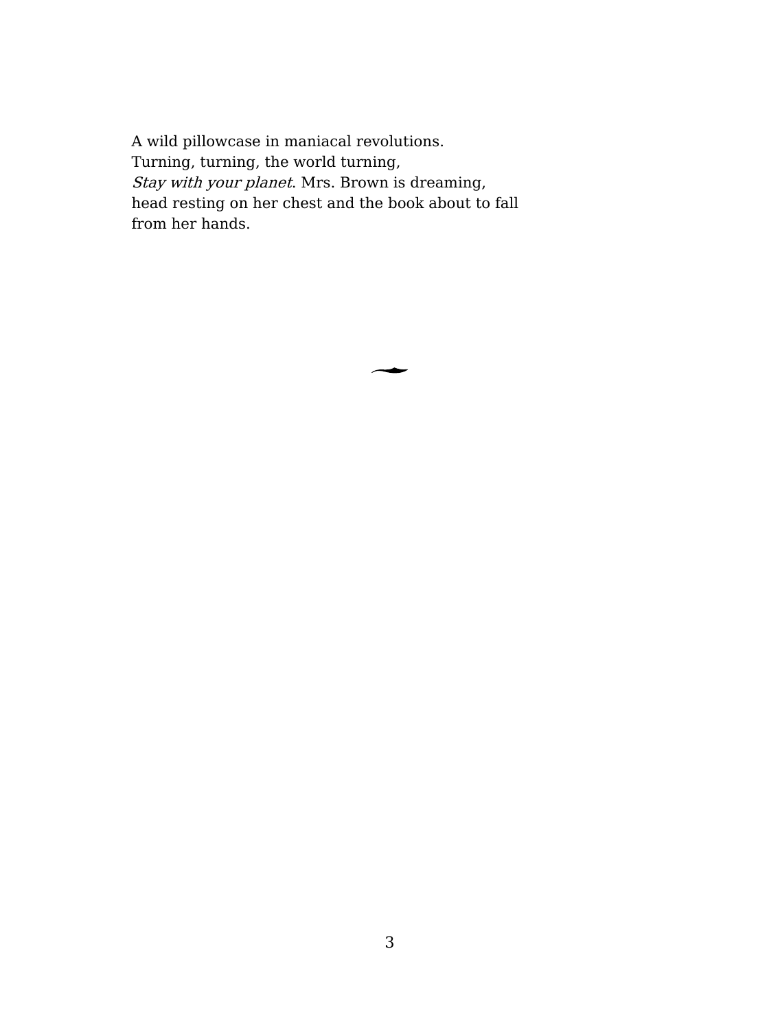A wild pillowcase in maniacal revolutions.  
Turning, turning, the world turning,  
*Stay with your planet*. Mrs. Brown is dreaming,  
head resting on her chest and the book about to fall  
from her hands.